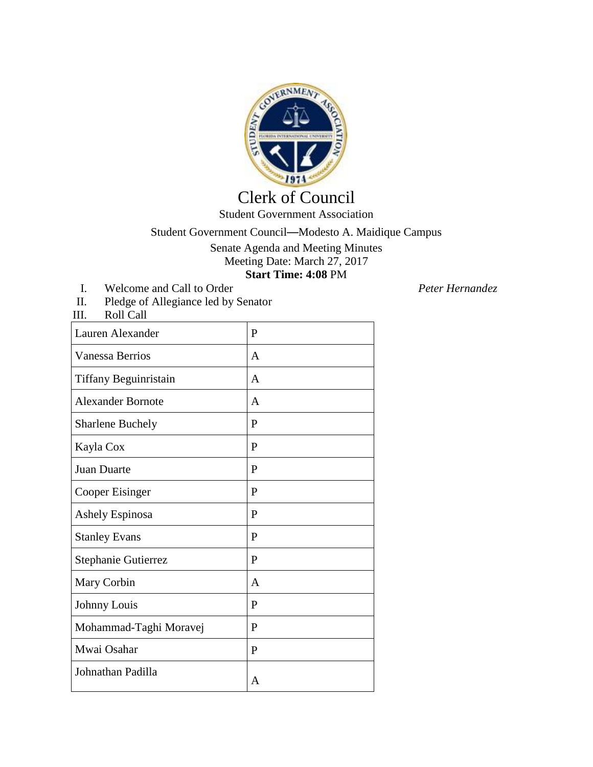# Clerk of Council

Student Government Association

Student Government Council—Modesto A. Maidique Campus

Senate Agenda and Meeting Minutes

Meeting Date: March 27, 2017

**Start Time: 4:08** PM

I. Welcome and Call to Order *Peter Hernandez*

II. Pledge of Allegiance led by Senator

III. Roll Call

| | |
|---|---|
| Lauren Alexander | P |
| Vanessa Berrios | A |
| Tiffany Beguinristain | A |
| Alexander Bornote | A |
| Sharlene Buchely | P |
| Kayla Cox | P |
| Juan Duarte | P |
| Cooper Eisinger | P |
| Ashely Espinosa | P |
| Stanley Evans | P |
| Stephanie Gutierrez | P |
| Mary Corbin | A |
| Johnny Louis | P |
| Mohammad-Taghi Moravej | P |
| Mwai Osahar | P |
| Johnathan Padilla | A |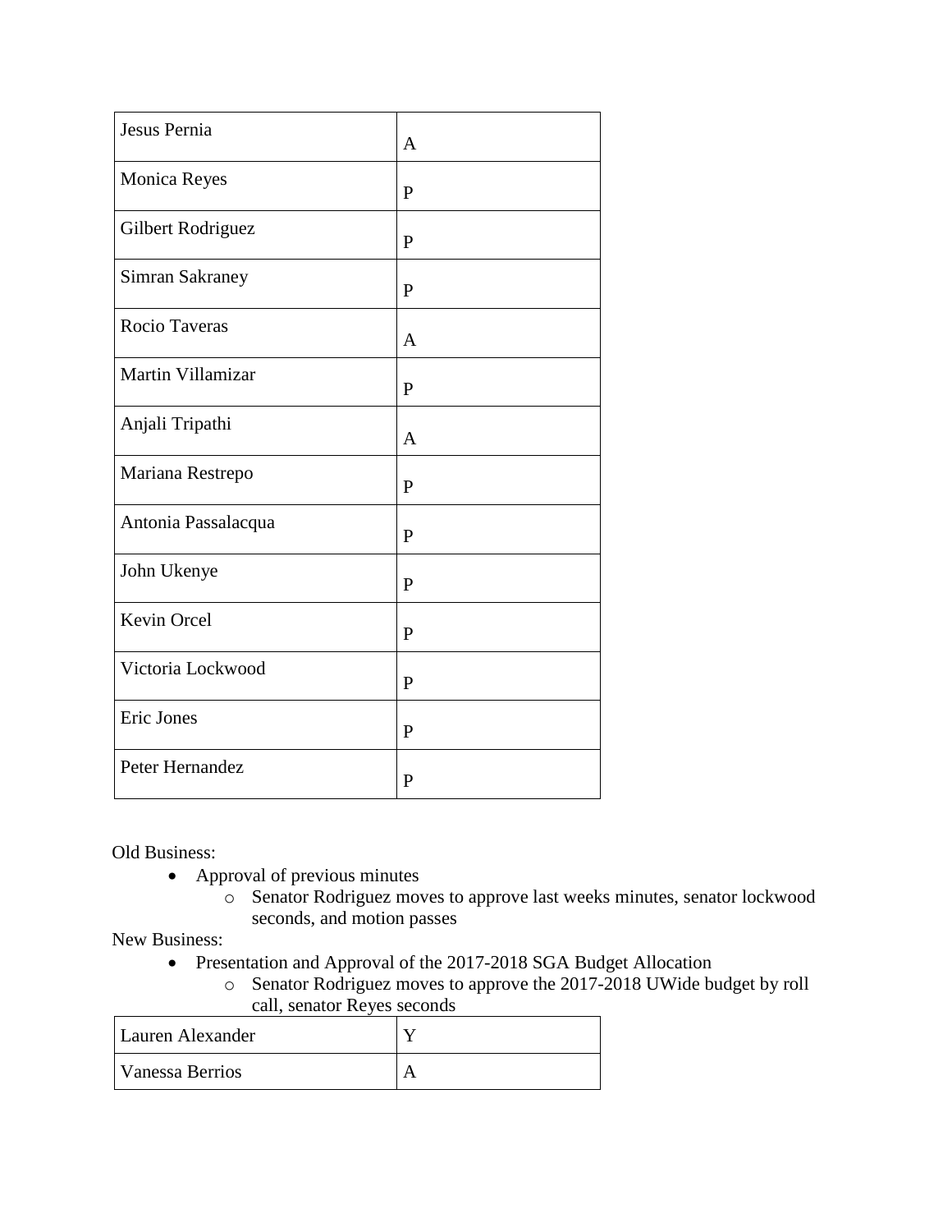| | |
|---|---|
| Jesus Pernia | A |
| Monica Reyes | P |
| Gilbert Rodriguez | P |
| Simran Sakraney | P |
| Rocio Taveras | A |
| Martin Villamizar | P |
| Anjali Tripathi | A |
| Mariana Restrepo | P |
| Antonia Passalacqua | P |
| John Ukenye | P |
| Kevin Orcel | P |
| Victoria Lockwood | P |
| Eric Jones | P |
| Peter Hernandez | P |

Old Business:

- Approval of previous minutes
  - Senator Rodriguez moves to approve last weeks minutes, senator lockwood seconds, and motion passes

New Business:

- Presentation and Approval of the 2017-2018 SGA Budget Allocation
  - Senator Rodriguez moves to approve the 2017-2018 UWide budget by roll call, senator Reyes seconds

| | |
|---|---|
| Lauren Alexander | Y |
| Vanessa Berrios | A |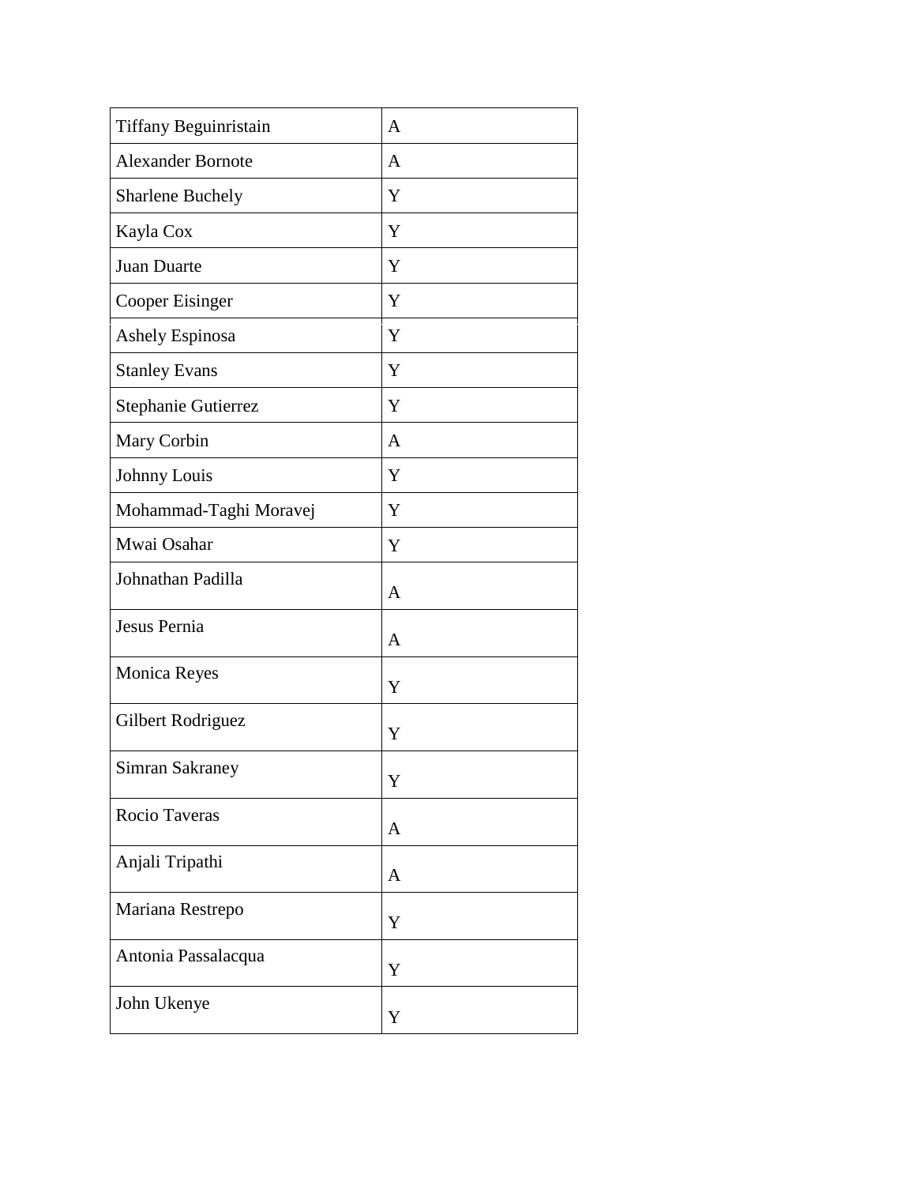| Tiffany Beguinristain | A |
|---|---|
| Alexander Bornote | A |
| Sharlene Buchely | Y |
| Kayla Cox | Y |
| Juan Duarte | Y |
| Cooper Eisinger | Y |
| Ashely Espinosa | Y |
| Stanley Evans | Y |
| Stephanie Gutierrez | Y |
| Mary Corbin | A |
| Johnny Louis | Y |
| Mohammad-Taghi Moravej | Y |
| Mwai Osahar | Y |
| Johnathan Padilla | A |
| Jesus Pernia | A |
| Monica Reyes | Y |
| Gilbert Rodriguez | Y |
| Simran Sakraney | Y |
| Rocio Taveras | A |
| Anjali Tripathi | A |
| Mariana Restrepo | Y |
| Antonia Passalacqua | Y |
| John Ukenye | Y |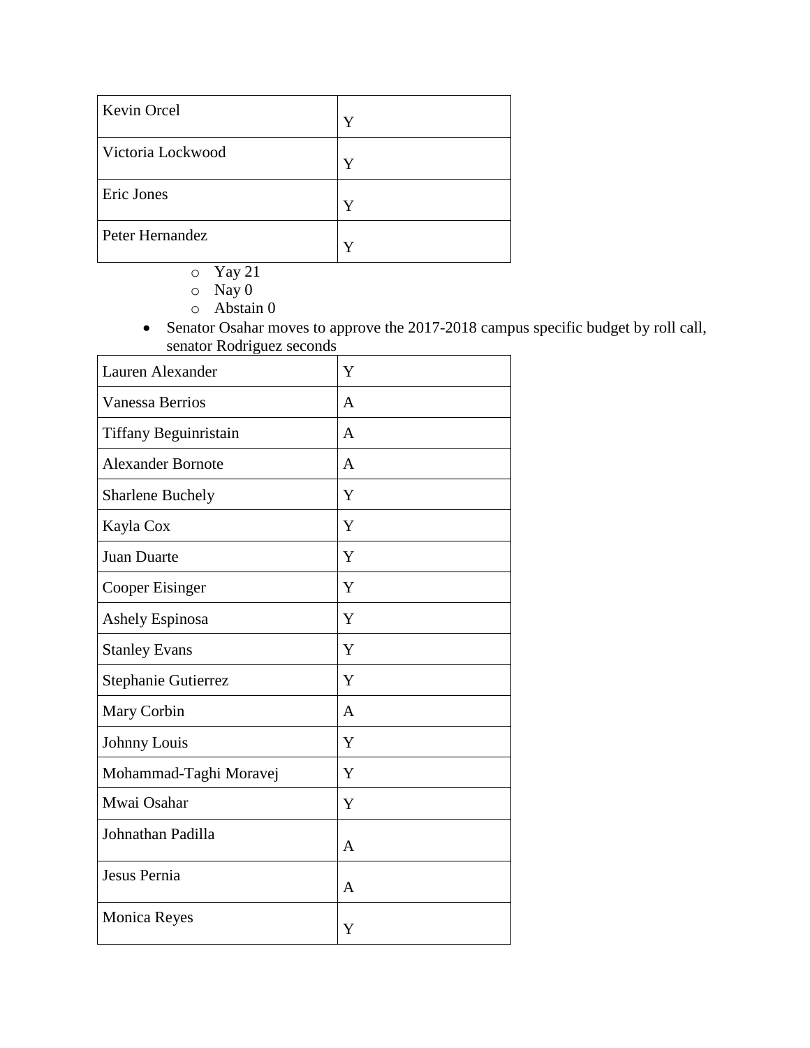| | |
|---|---|
| Kevin Orcel | Y |
| Victoria Lockwood | Y |
| Eric Jones | Y |
| Peter Hernandez | Y |

- Yay 21
- Nay 0
- Abstain 0

- Senator Osahar moves to approve the 2017-2018 campus specific budget by roll call, senator Rodriguez seconds

| | |
|---|---|
| Lauren Alexander | Y |
| Vanessa Berrios | A |
| Tiffany Beguinristain | A |
| Alexander Bornote | A |
| Sharlene Buchely | Y |
| Kayla Cox | Y |
| Juan Duarte | Y |
| Cooper Eisinger | Y |
| Ashely Espinosa | Y |
| Stanley Evans | Y |
| Stephanie Gutierrez | Y |
| Mary Corbin | A |
| Johnny Louis | Y |
| Mohammad-Taghi Moravej | Y |
| Mwai Osahar | Y |
| Johnathan Padilla | A |
| Jesus Pernia | A |
| Monica Reyes | Y |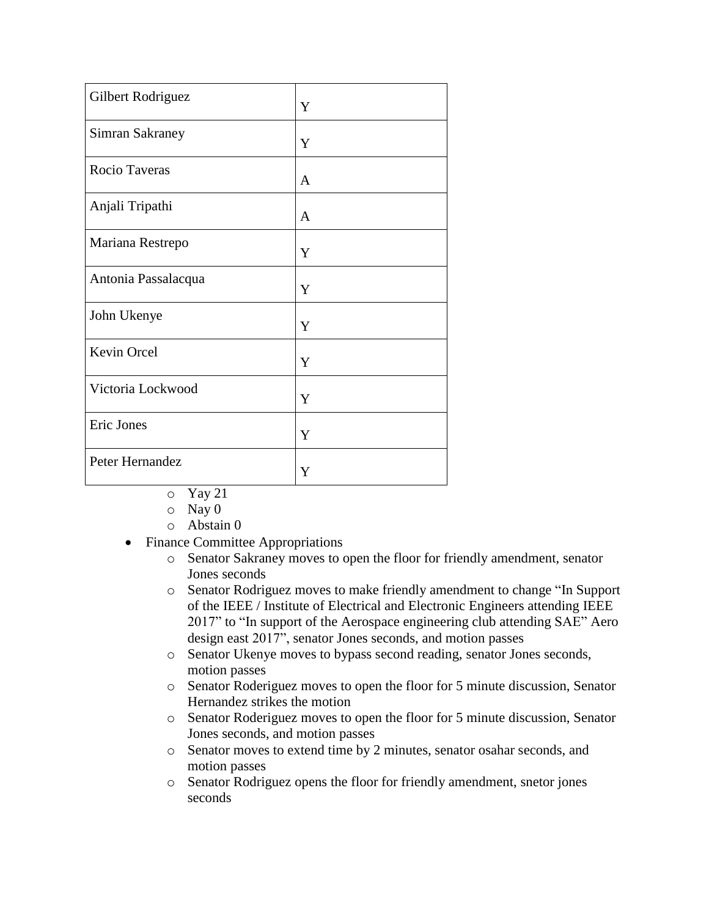| | |
|---|---|
| Gilbert Rodriguez | Y |
| Simran Sakraney | Y |
| Rocio Taveras | A |
| Anjali Tripathi | A |
| Mariana Restrepo | Y |
| Antonia Passalacqua | Y |
| John Ukenye | Y |
| Kevin Orcel | Y |
| Victoria Lockwood | Y |
| Eric Jones | Y |
| Peter Hernandez | Y |

- Yay 21
- Nay 0
- Abstain 0

- Finance Committee Appropriations
  - Senator Sakraney moves to open the floor for friendly amendment, senator Jones seconds
  - Senator Rodriguez moves to make friendly amendment to change "In Support of the IEEE / Institute of Electrical and Electronic Engineers attending IEEE 2017" to "In support of the Aerospace engineering club attending SAE" Aero design east 2017", senator Jones seconds, and motion passes
  - Senator Ukenye moves to bypass second reading, senator Jones seconds, motion passes
  - Senator Roderiguez moves to open the floor for 5 minute discussion, Senator Hernandez strikes the motion
  - Senator Roderiguez moves to open the floor for 5 minute discussion, Senator Jones seconds, and motion passes
  - Senator moves to extend time by 2 minutes, senator osahar seconds, and motion passes
  - Senator Rodriguez opens the floor for friendly amendment, snetor jones seconds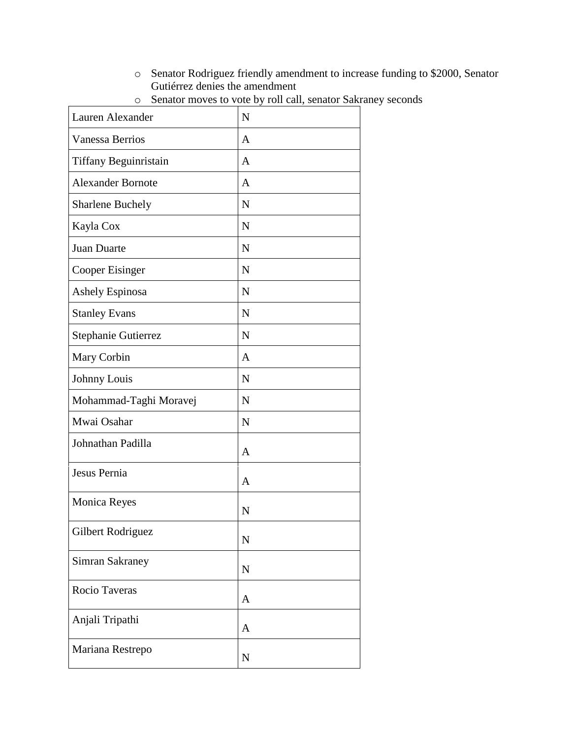- Senator Rodriguez friendly amendment to increase funding to $2000, Senator Gutiérrez denies the amendment
- Senator moves to vote by roll call, senator Sakraney seconds

| Lauren Alexander | N |
|---|---|
| Vanessa Berrios | A |
| Tiffany Beguinristain | A |
| Alexander Bornote | A |
| Sharlene Buchely | N |
| Kayla Cox | N |
| Juan Duarte | N |
| Cooper Eisinger | N |
| Ashely Espinosa | N |
| Stanley Evans | N |
| Stephanie Gutierrez | N |
| Mary Corbin | A |
| Johnny Louis | N |
| Mohammad-Taghi Moravej | N |
| Mwai Osahar | N |
| Johnathan Padilla | A |
| Jesus Pernia | A |
| Monica Reyes | N |
| Gilbert Rodriguez | N |
| Simran Sakraney | N |
| Rocio Taveras | A |
| Anjali Tripathi | A |
| Mariana Restrepo | N |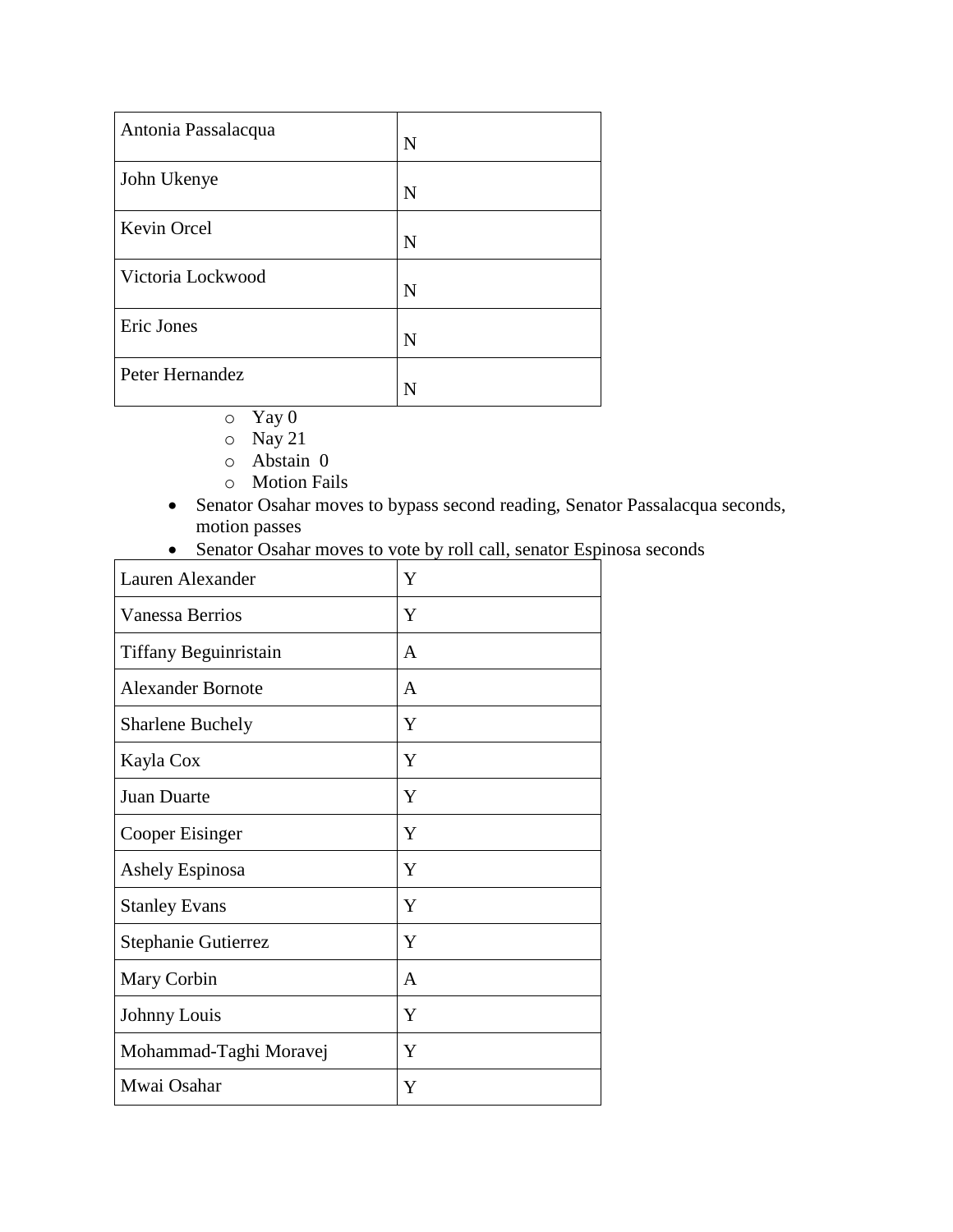| Antonia Passalacqua | N |
| --- | --- |
| John Ukenye | N |
| Kevin Orcel | N |
| Victoria Lockwood | N |
| Eric Jones | N |
| Peter Hernandez | N |

- Yay 0
- Nay 21
- Abstain 0
- Motion Fails

- Senator Osahar moves to bypass second reading, Senator Passalacqua seconds, motion passes
- Senator Osahar moves to vote by roll call, senator Espinosa seconds

| Lauren Alexander | Y |
| --- | --- |
| Vanessa Berrios | Y |
| Tiffany Beguinristain | A |
| Alexander Bornote | A |
| Sharlene Buchely | Y |
| Kayla Cox | Y |
| Juan Duarte | Y |
| Cooper Eisinger | Y |
| Ashely Espinosa | Y |
| Stanley Evans | Y |
| Stephanie Gutierrez | Y |
| Mary Corbin | A |
| Johnny Louis | Y |
| Mohammad-Taghi Moravej | Y |
| Mwai Osahar | Y |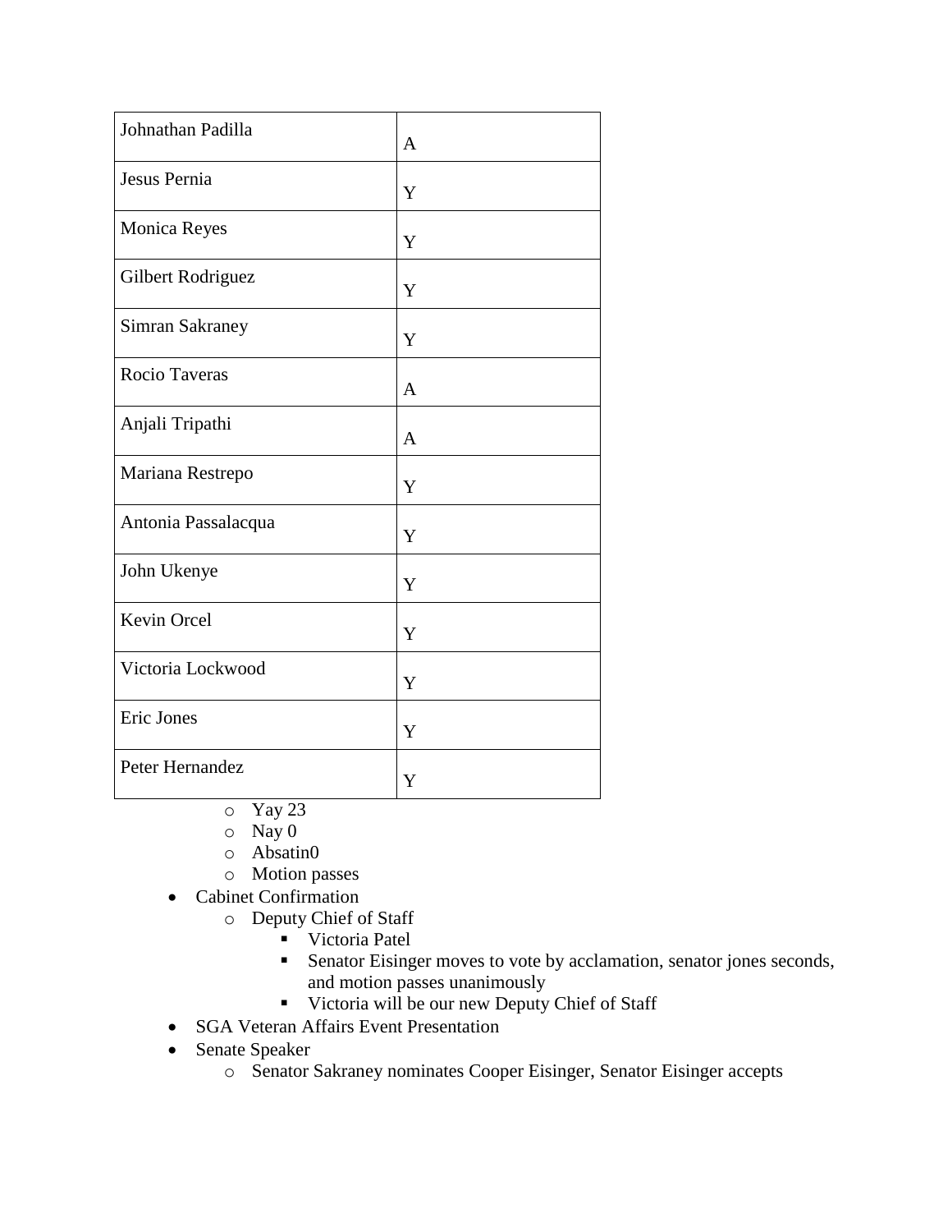| Johnathan Padilla | A |
|---|---|
| Jesus Pernia | Y |
| Monica Reyes | Y |
| Gilbert Rodriguez | Y |
| Simran Sakraney | Y |
| Rocio Taveras | A |
| Anjali Tripathi | A |
| Mariana Restrepo | Y |
| Antonia Passalacqua | Y |
| John Ukenye | Y |
| Kevin Orcel | Y |
| Victoria Lockwood | Y |
| Eric Jones | Y |
| Peter Hernandez | Y |

    - Yay 23
    - Nay 0
    - Absatin0
    - Motion passes
- Cabinet Confirmation
    - Deputy Chief of Staff
        - Victoria Patel
        - Senator Eisinger moves to vote by acclamation, senator jones seconds, and motion passes unanimously
        - Victoria will be our new Deputy Chief of Staff
- SGA Veteran Affairs Event Presentation
- Senate Speaker
    - Senator Sakraney nominates Cooper Eisinger, Senator Eisinger accepts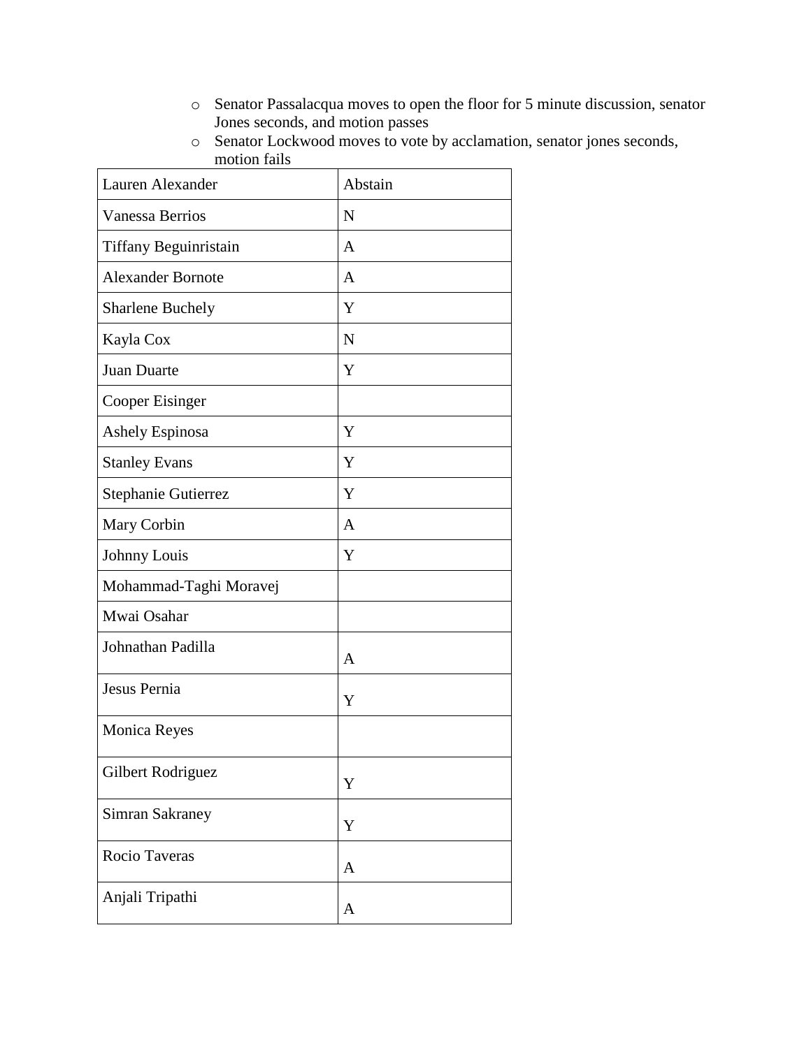- Senator Passalacqua moves to open the floor for 5 minute discussion, senator Jones seconds, and motion passes
- Senator Lockwood moves to vote by acclamation, senator jones seconds, motion fails

| Lauren Alexander | Abstain |
|---|---|
| Vanessa Berrios | N |
| Tiffany Beguinristain | A |
| Alexander Bornote | A |
| Sharlene Buchely | Y |
| Kayla Cox | N |
| Juan Duarte | Y |
| Cooper Eisinger | |
| Ashely Espinosa | Y |
| Stanley Evans | Y |
| Stephanie Gutierrez | Y |
| Mary Corbin | A |
| Johnny Louis | Y |
| Mohammad-Taghi Moravej | |
| Mwai Osahar | |
| Johnathan Padilla | A |
| Jesus Pernia | Y |
| Monica Reyes | |
| Gilbert Rodriguez | Y |
| Simran Sakraney | Y |
| Rocio Taveras | A |
| Anjali Tripathi | A |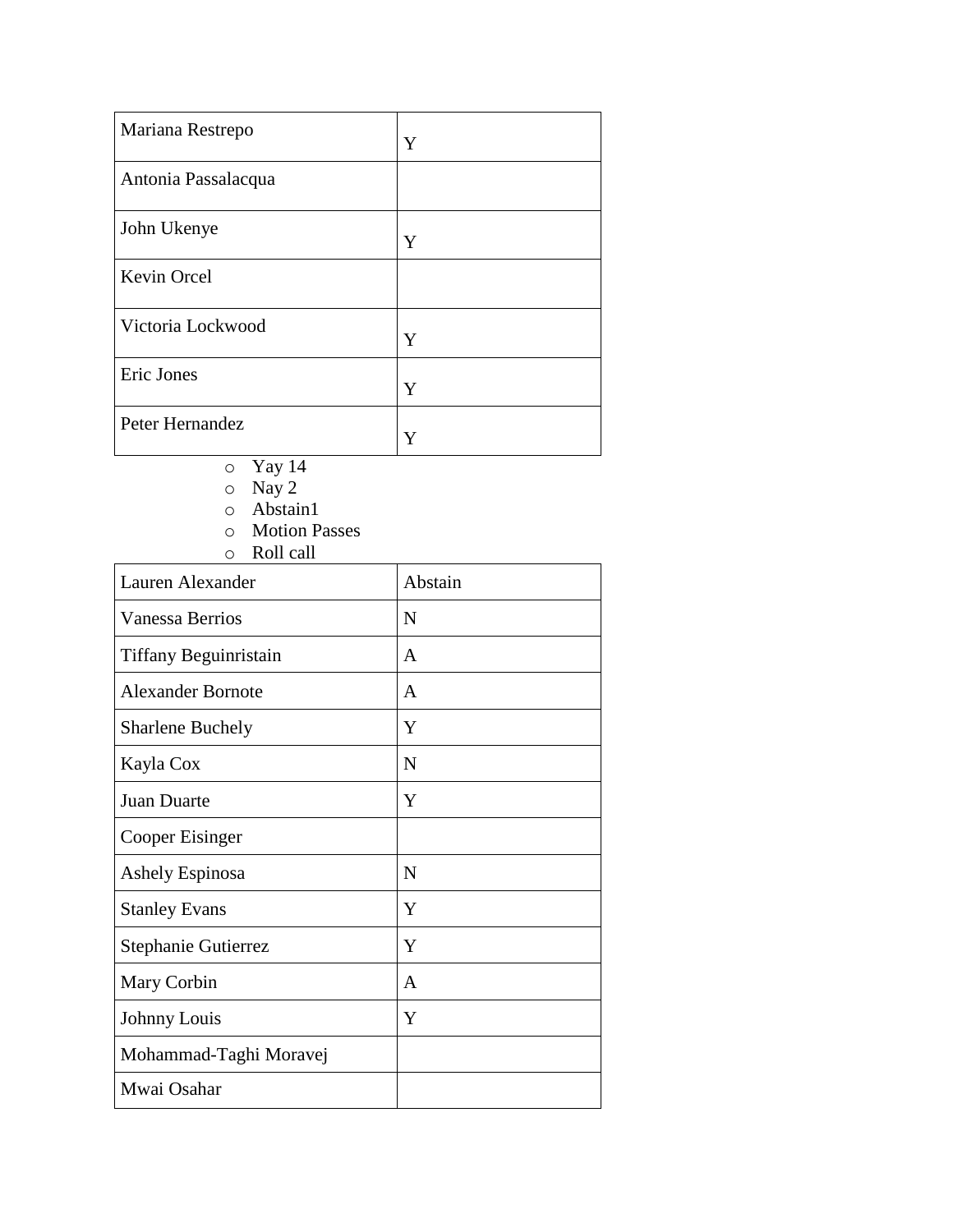| | |
|---|---|
| Mariana Restrepo | Y |
| Antonia Passalacqua | |
| John Ukenye | Y |
| Kevin Orcel | |
| Victoria Lockwood | Y |
| Eric Jones | Y |
| Peter Hernandez | Y |

- Yay 14
- Nay 2
- Abstain1
- Motion Passes
- Roll call

| | |
|---|---|
| Lauren Alexander | Abstain |
| Vanessa Berrios | N |
| Tiffany Beguinristain | A |
| Alexander Bornote | A |
| Sharlene Buchely | Y |
| Kayla Cox | N |
| Juan Duarte | Y |
| Cooper Eisinger | |
| Ashely Espinosa | N |
| Stanley Evans | Y |
| Stephanie Gutierrez | Y |
| Mary Corbin | A |
| Johnny Louis | Y |
| Mohammad-Taghi Moravej | |
| Mwai Osahar | |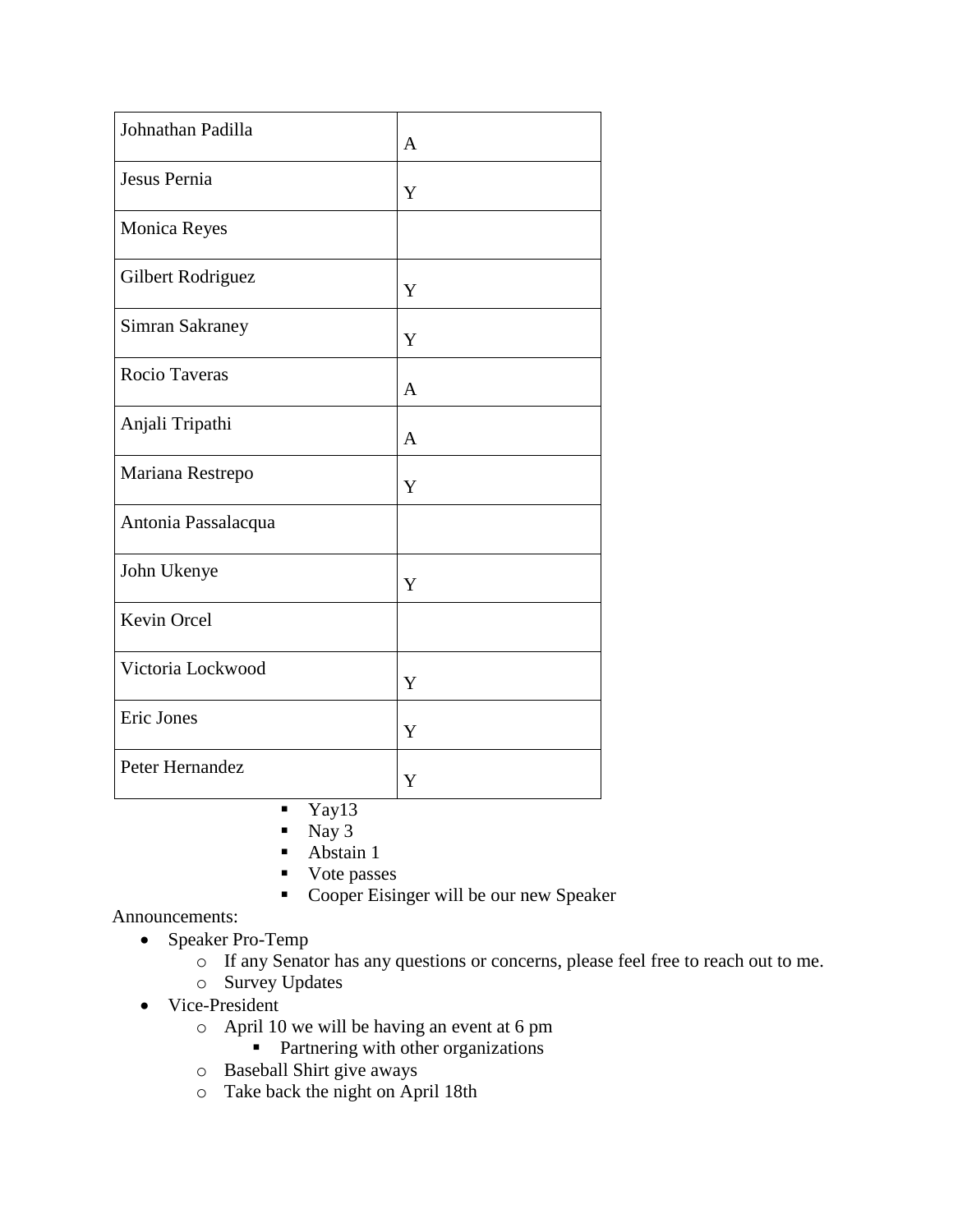| Johnathan Padilla | A |
|---|---|
| Jesus Pernia | Y |
| Monica Reyes | |
| Gilbert Rodriguez | Y |
| Simran Sakraney | Y |
| Rocio Taveras | A |
| Anjali Tripathi | A |
| Mariana Restrepo | Y |
| Antonia Passalacqua | |
| John Ukenye | Y |
| Kevin Orcel | |
| Victoria Lockwood | Y |
| Eric Jones | Y |
| Peter Hernandez | Y |

- Yay13
- Nay 3
- Abstain 1
- Vote passes
- Cooper Eisinger will be our new Speaker

Announcements:

- Speaker Pro-Temp
  - If any Senator has any questions or concerns, please feel free to reach out to me.
  - Survey Updates
- Vice-President
  - April 10 we will be having an event at 6 pm
    - Partnering with other organizations
  - Baseball Shirt give aways
  - Take back the night on April 18th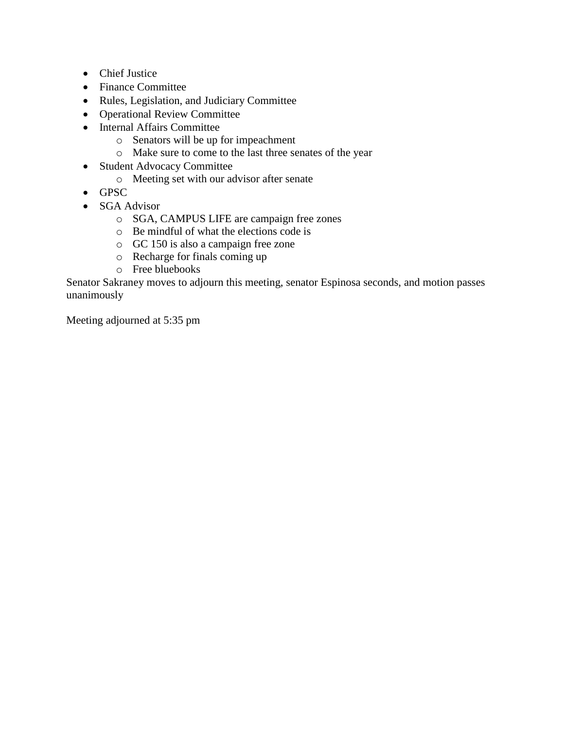- Chief Justice
- Finance Committee
- Rules, Legislation, and Judiciary Committee
- Operational Review Committee
- Internal Affairs Committee
    - Senators will be up for impeachment
    - Make sure to come to the last three senates of the year
- Student Advocacy Committee
    - Meeting set with our advisor after senate
- GPSC
- SGA Advisor
    - SGA, CAMPUS LIFE are campaign free zones
    - Be mindful of what the elections code is
    - GC 150 is also a campaign free zone
    - Recharge for finals coming up
    - Free bluebooks

Senator Sakraney moves to adjourn this meeting, senator Espinosa seconds, and motion passes unanimously

Meeting adjourned at 5:35 pm